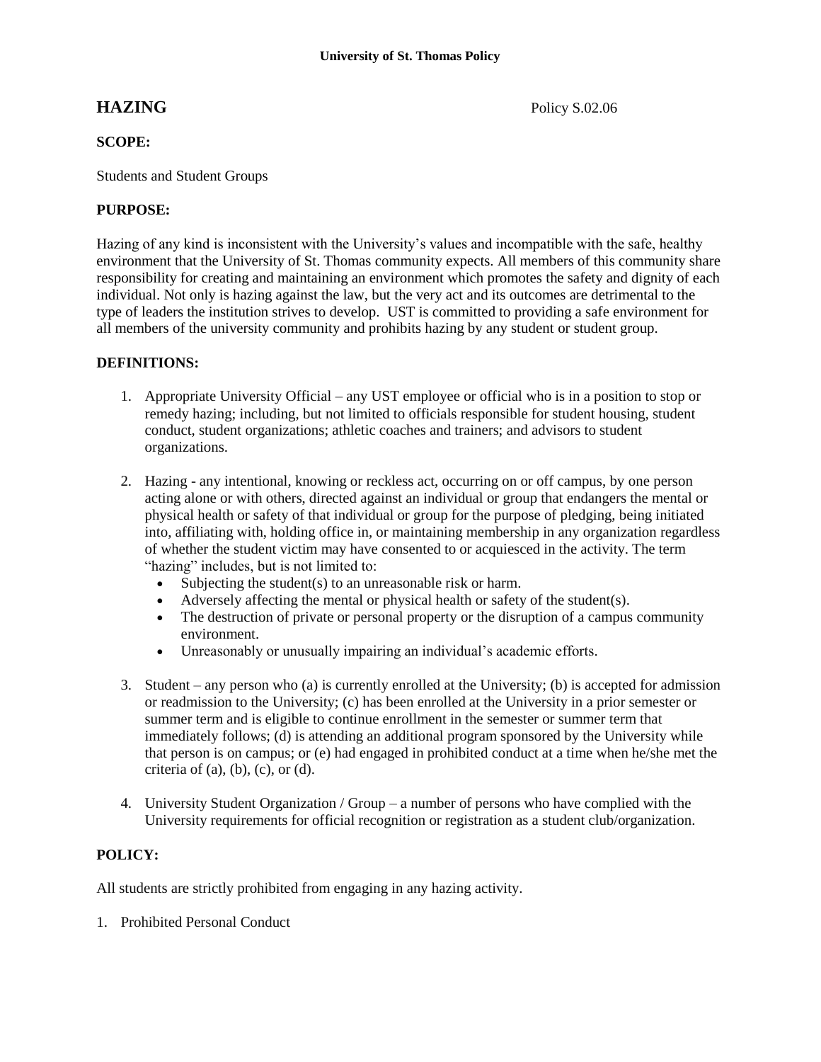**University of St. Thomas Policy**

# HAZING

Policy S.02.06

**SCOPE:**

Students and Student Groups

**PURPOSE:**

Hazing of any kind is inconsistent with the University's values and incompatible with the safe, healthy environment that the University of St. Thomas community expects. All members of this community share responsibility for creating and maintaining an environment which promotes the safety and dignity of each individual. Not only is hazing against the law, but the very act and its outcomes are detrimental to the type of leaders the institution strives to develop. UST is committed to providing a safe environment for all members of the university community and prohibits hazing by any student or student group.

**DEFINITIONS:**

1. Appropriate University Official – any UST employee or official who is in a position to stop or remedy hazing; including, but not limited to officials responsible for student housing, student conduct, student organizations; athletic coaches and trainers; and advisors to student organizations.

2. Hazing - any intentional, knowing or reckless act, occurring on or off campus, by one person acting alone or with others, directed against an individual or group that endangers the mental or physical health or safety of that individual or group for the purpose of pledging, being initiated into, affiliating with, holding office in, or maintaining membership in any organization regardless of whether the student victim may have consented to or acquiesced in the activity. The term "hazing" includes, but is not limited to:
   - Subjecting the student(s) to an unreasonable risk or harm.
   - Adversely affecting the mental or physical health or safety of the student(s).
   - The destruction of private or personal property or the disruption of a campus community environment.
   - Unreasonably or unusually impairing an individual's academic efforts.

3. Student – any person who (a) is currently enrolled at the University; (b) is accepted for admission or readmission to the University; (c) has been enrolled at the University in a prior semester or summer term and is eligible to continue enrollment in the semester or summer term that immediately follows; (d) is attending an additional program sponsored by the University while that person is on campus; or (e) had engaged in prohibited conduct at a time when he/she met the criteria of (a), (b), (c), or (d).

4. University Student Organization / Group – a number of persons who have complied with the University requirements for official recognition or registration as a student club/organization.

**POLICY:**

All students are strictly prohibited from engaging in any hazing activity.

1. Prohibited Personal Conduct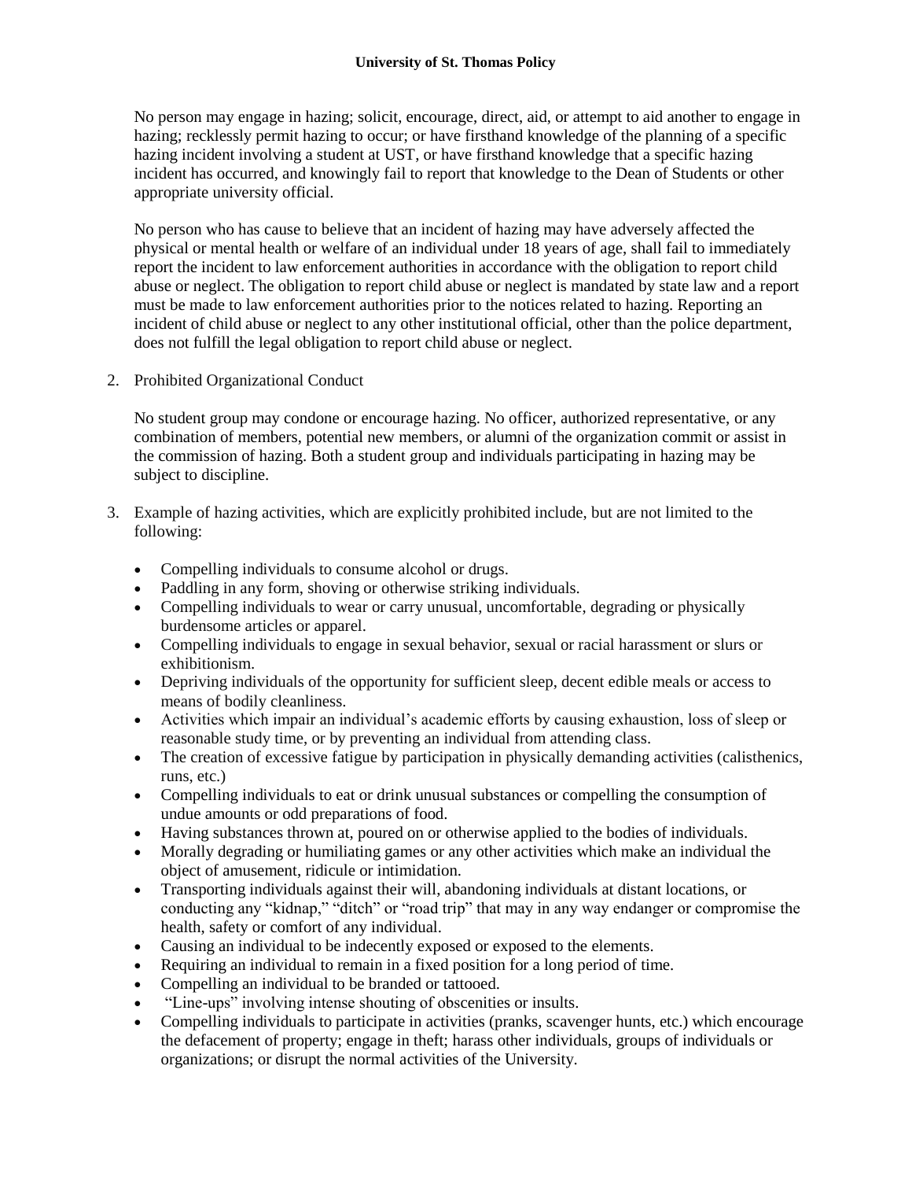No person may engage in hazing; solicit, encourage, direct, aid, or attempt to aid another to engage in hazing; recklessly permit hazing to occur; or have firsthand knowledge of the planning of a specific hazing incident involving a student at UST, or have firsthand knowledge that a specific hazing incident has occurred, and knowingly fail to report that knowledge to the Dean of Students or other appropriate university official.

No person who has cause to believe that an incident of hazing may have adversely affected the physical or mental health or welfare of an individual under 18 years of age, shall fail to immediately report the incident to law enforcement authorities in accordance with the obligation to report child abuse or neglect. The obligation to report child abuse or neglect is mandated by state law and a report must be made to law enforcement authorities prior to the notices related to hazing. Reporting an incident of child abuse or neglect to any other institutional official, other than the police department, does not fulfill the legal obligation to report child abuse or neglect.

2. Prohibited Organizational Conduct

   No student group may condone or encourage hazing. No officer, authorized representative, or any combination of members, potential new members, or alumni of the organization commit or assist in the commission of hazing. Both a student group and individuals participating in hazing may be subject to discipline.

3. Example of hazing activities, which are explicitly prohibited include, but are not limited to the following:

   - Compelling individuals to consume alcohol or drugs.
   - Paddling in any form, shoving or otherwise striking individuals.
   - Compelling individuals to wear or carry unusual, uncomfortable, degrading or physically burdensome articles or apparel.
   - Compelling individuals to engage in sexual behavior, sexual or racial harassment or slurs or exhibitionism.
   - Depriving individuals of the opportunity for sufficient sleep, decent edible meals or access to means of bodily cleanliness.
   - Activities which impair an individual's academic efforts by causing exhaustion, loss of sleep or reasonable study time, or by preventing an individual from attending class.
   - The creation of excessive fatigue by participation in physically demanding activities (calisthenics, runs, etc.)
   - Compelling individuals to eat or drink unusual substances or compelling the consumption of undue amounts or odd preparations of food.
   - Having substances thrown at, poured on or otherwise applied to the bodies of individuals.
   - Morally degrading or humiliating games or any other activities which make an individual the object of amusement, ridicule or intimidation.
   - Transporting individuals against their will, abandoning individuals at distant locations, or conducting any "kidnap," "ditch" or "road trip" that may in any way endanger or compromise the health, safety or comfort of any individual.
   - Causing an individual to be indecently exposed or exposed to the elements.
   - Requiring an individual to remain in a fixed position for a long period of time.
   - Compelling an individual to be branded or tattooed.
   - "Line-ups" involving intense shouting of obscenities or insults.
   - Compelling individuals to participate in activities (pranks, scavenger hunts, etc.) which encourage the defacement of property; engage in theft; harass other individuals, groups of individuals or organizations; or disrupt the normal activities of the University.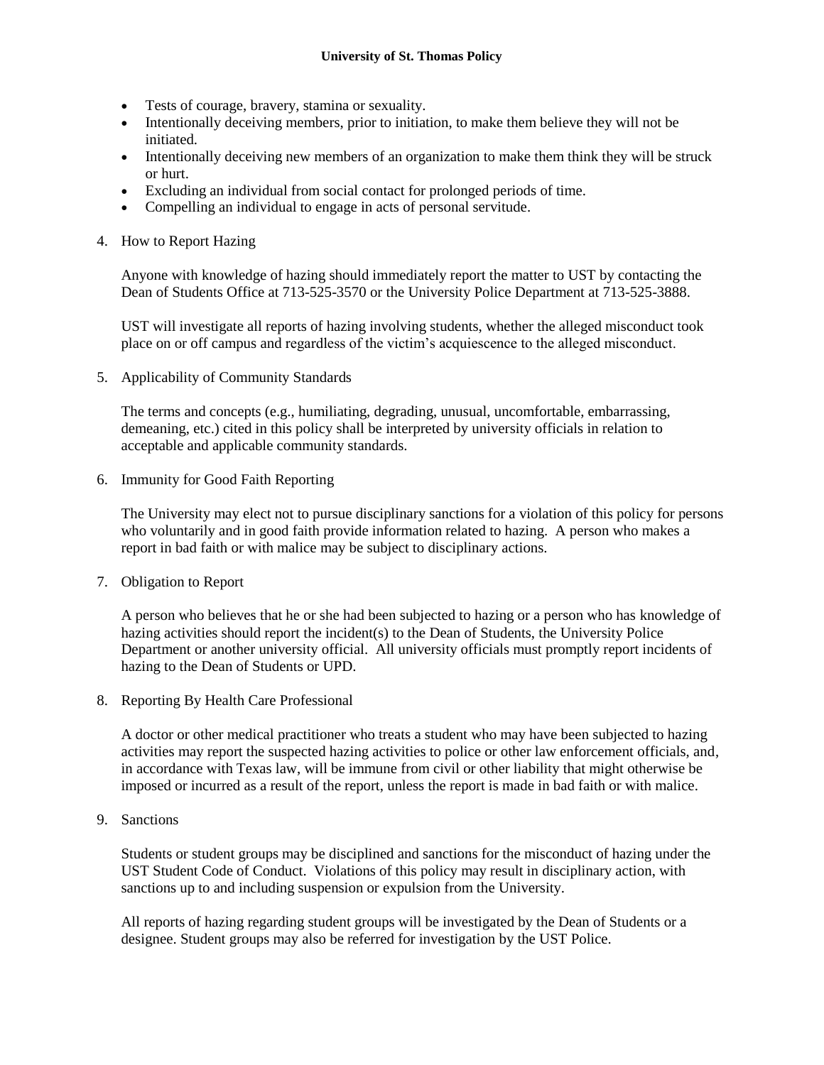- Tests of courage, bravery, stamina or sexuality.
- Intentionally deceiving members, prior to initiation, to make them believe they will not be initiated.
- Intentionally deceiving new members of an organization to make them think they will be struck or hurt.
- Excluding an individual from social contact for prolonged periods of time.
- Compelling an individual to engage in acts of personal servitude.

4. How to Report Hazing

   Anyone with knowledge of hazing should immediately report the matter to UST by contacting the Dean of Students Office at 713-525-3570 or the University Police Department at 713-525-3888.

   UST will investigate all reports of hazing involving students, whether the alleged misconduct took place on or off campus and regardless of the victim's acquiescence to the alleged misconduct.

5. Applicability of Community Standards

   The terms and concepts (e.g., humiliating, degrading, unusual, uncomfortable, embarrassing, demeaning, etc.) cited in this policy shall be interpreted by university officials in relation to acceptable and applicable community standards.

6. Immunity for Good Faith Reporting

   The University may elect not to pursue disciplinary sanctions for a violation of this policy for persons who voluntarily and in good faith provide information related to hazing. A person who makes a report in bad faith or with malice may be subject to disciplinary actions.

7. Obligation to Report

   A person who believes that he or she had been subjected to hazing or a person who has knowledge of hazing activities should report the incident(s) to the Dean of Students, the University Police Department or another university official. All university officials must promptly report incidents of hazing to the Dean of Students or UPD.

8. Reporting By Health Care Professional

   A doctor or other medical practitioner who treats a student who may have been subjected to hazing activities may report the suspected hazing activities to police or other law enforcement officials, and, in accordance with Texas law, will be immune from civil or other liability that might otherwise be imposed or incurred as a result of the report, unless the report is made in bad faith or with malice.

9. Sanctions

   Students or student groups may be disciplined and sanctions for the misconduct of hazing under the UST Student Code of Conduct. Violations of this policy may result in disciplinary action, with sanctions up to and including suspension or expulsion from the University.

   All reports of hazing regarding student groups will be investigated by the Dean of Students or a designee. Student groups may also be referred for investigation by the UST Police.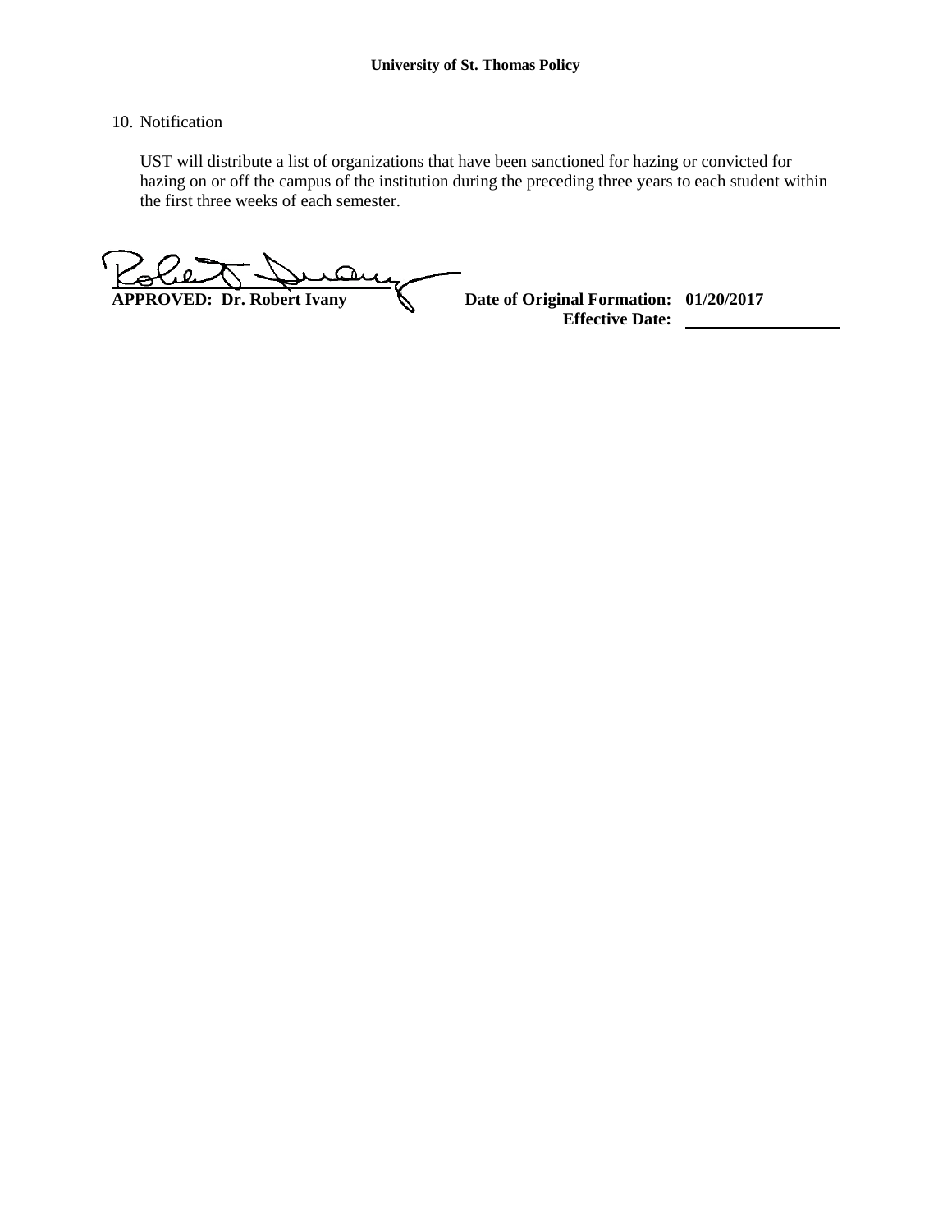10. Notification

    UST will distribute a list of organizations that have been sanctioned for hazing or convicted for hazing on or off the campus of the institution during the preceding three years to each student within the first three weeks of each semester.

**APPROVED: Dr. Robert Ivany**

**Date of Original Formation: 01/20/2017**

**Effective Date:** ____________________